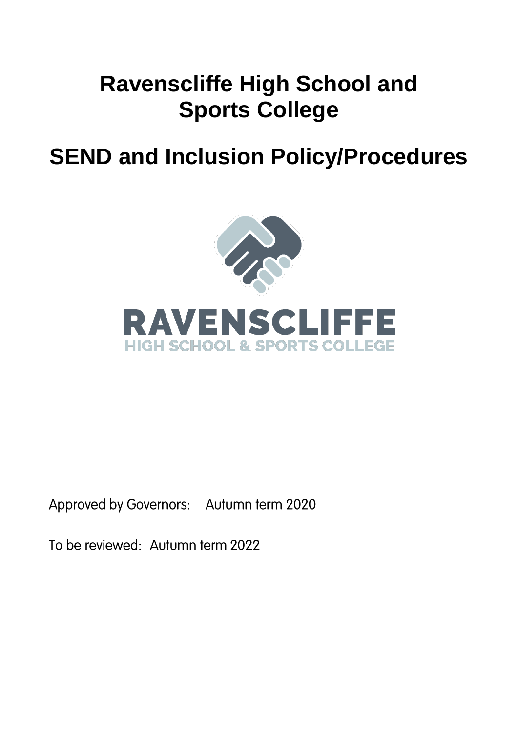# Ravenscliffe High School and Sports College

# SEND and Inclusion Policy/Procedures

Approved by Governors: Autumn term 2020

To be reviewed: Autumn term 2022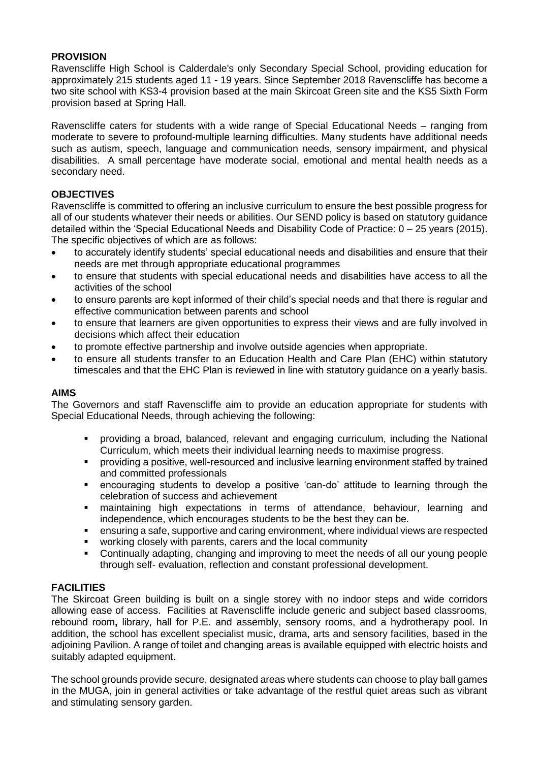## PROVISION

Ravenscliffe High School is Calderdale's only Secondary Special School, providing education for approximately 215 students aged 11 - 19 years. Since September 2018 Ravenscliffe has become a two site school with KS3-4 provision based at the main Skircoat Green site and the KS5 Sixth Form provision based at Spring Hall.

Ravenscliffe caters for students with a wide range of Special Educational Needs – ranging from moderate to severe to profound-multiple learning difficulties. Many students have additional needs such as autism, speech, language and communication needs, sensory impairment, and physical disabilities. A small percentage have moderate social, emotional and mental health needs as a secondary need.

## OBJECTIVES

Ravenscliffe is committed to offering an inclusive curriculum to ensure the best possible progress for all of our students whatever their needs or abilities. Our SEND policy is based on statutory guidance detailed within the 'Special Educational Needs and Disability Code of Practice: 0 – 25 years (2015). The specific objectives of which are as follows:

- to accurately identify students' special educational needs and disabilities and ensure that their needs are met through appropriate educational programmes
- to ensure that students with special educational needs and disabilities have access to all the activities of the school
- to ensure parents are kept informed of their child's special needs and that there is regular and effective communication between parents and school
- to ensure that learners are given opportunities to express their views and are fully involved in decisions which affect their education
- to promote effective partnership and involve outside agencies when appropriate.
- to ensure all students transfer to an Education Health and Care Plan (EHC) within statutory timescales and that the EHC Plan is reviewed in line with statutory guidance on a yearly basis.

## AIMS

The Governors and staff Ravenscliffe aim to provide an education appropriate for students with Special Educational Needs, through achieving the following:

- providing a broad, balanced, relevant and engaging curriculum, including the National Curriculum, which meets their individual learning needs to maximise progress.
- providing a positive, well-resourced and inclusive learning environment staffed by trained and committed professionals
- encouraging students to develop a positive 'can-do' attitude to learning through the celebration of success and achievement
- maintaining high expectations in terms of attendance, behaviour, learning and independence, which encourages students to be the best they can be.
- ensuring a safe, supportive and caring environment, where individual views are respected
- working closely with parents, carers and the local community
- Continually adapting, changing and improving to meet the needs of all our young people through self- evaluation, reflection and constant professional development.

## FACILITIES

The Skircoat Green building is built on a single storey with no indoor steps and wide corridors allowing ease of access. Facilities at Ravenscliffe include generic and subject based classrooms, rebound room**,** library, hall for P.E. and assembly, sensory rooms, and a hydrotherapy pool. In addition, the school has excellent specialist music, drama, arts and sensory facilities, based in the adjoining Pavilion. A range of toilet and changing areas is available equipped with electric hoists and suitably adapted equipment.

The school grounds provide secure, designated areas where students can choose to play ball games in the MUGA, join in general activities or take advantage of the restful quiet areas such as vibrant and stimulating sensory garden.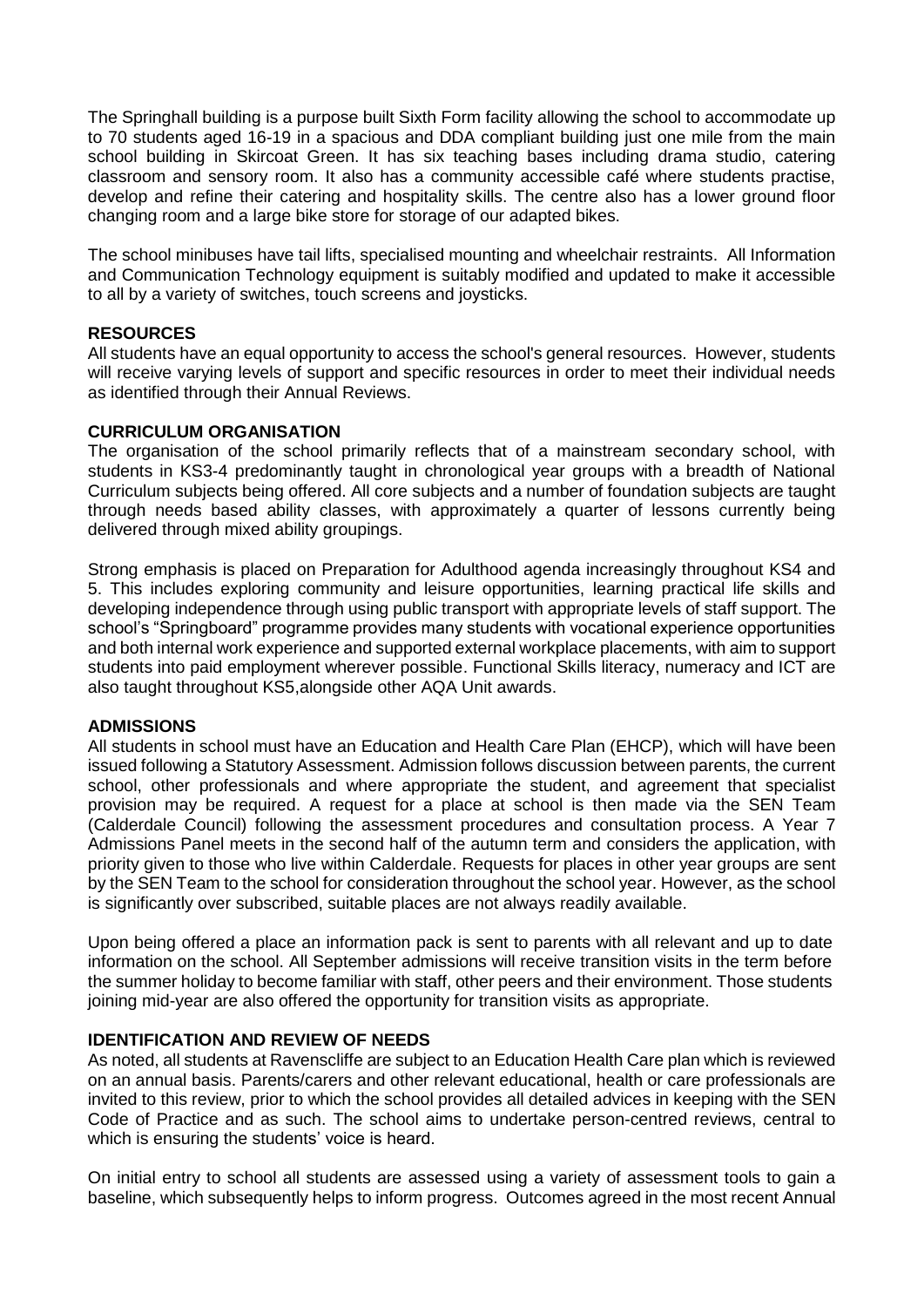The Springhall building is a purpose built Sixth Form facility allowing the school to accommodate up to 70 students aged 16-19 in a spacious and DDA compliant building just one mile from the main school building in Skircoat Green. It has six teaching bases including drama studio, catering classroom and sensory room. It also has a community accessible café where students practise, develop and refine their catering and hospitality skills. The centre also has a lower ground floor changing room and a large bike store for storage of our adapted bikes.

The school minibuses have tail lifts, specialised mounting and wheelchair restraints. All Information and Communication Technology equipment is suitably modified and updated to make it accessible to all by a variety of switches, touch screens and joysticks.

**RESOURCES**

All students have an equal opportunity to access the school's general resources. However, students will receive varying levels of support and specific resources in order to meet their individual needs as identified through their Annual Reviews.

**CURRICULUM ORGANISATION**

The organisation of the school primarily reflects that of a mainstream secondary school, with students in KS3-4 predominantly taught in chronological year groups with a breadth of National Curriculum subjects being offered. All core subjects and a number of foundation subjects are taught through needs based ability classes, with approximately a quarter of lessons currently being delivered through mixed ability groupings.

Strong emphasis is placed on Preparation for Adulthood agenda increasingly throughout KS4 and 5. This includes exploring community and leisure opportunities, learning practical life skills and developing independence through using public transport with appropriate levels of staff support. The school's "Springboard" programme provides many students with vocational experience opportunities and both internal work experience and supported external workplace placements, with aim to support students into paid employment wherever possible. Functional Skills literacy, numeracy and ICT are also taught throughout KS5,alongside other AQA Unit awards.

**ADMISSIONS**

All students in school must have an Education and Health Care Plan (EHCP), which will have been issued following a Statutory Assessment. Admission follows discussion between parents, the current school, other professionals and where appropriate the student, and agreement that specialist provision may be required. A request for a place at school is then made via the SEN Team (Calderdale Council) following the assessment procedures and consultation process. A Year 7 Admissions Panel meets in the second half of the autumn term and considers the application, with priority given to those who live within Calderdale. Requests for places in other year groups are sent by the SEN Team to the school for consideration throughout the school year. However, as the school is significantly over subscribed, suitable places are not always readily available.

Upon being offered a place an information pack is sent to parents with all relevant and up to date information on the school. All September admissions will receive transition visits in the term before the summer holiday to become familiar with staff, other peers and their environment. Those students joining mid-year are also offered the opportunity for transition visits as appropriate.

**IDENTIFICATION AND REVIEW OF NEEDS**

As noted, all students at Ravenscliffe are subject to an Education Health Care plan which is reviewed on an annual basis. Parents/carers and other relevant educational, health or care professionals are invited to this review, prior to which the school provides all detailed advices in keeping with the SEN Code of Practice and as such. The school aims to undertake person-centred reviews, central to which is ensuring the students' voice is heard.

On initial entry to school all students are assessed using a variety of assessment tools to gain a baseline, which subsequently helps to inform progress. Outcomes agreed in the most recent Annual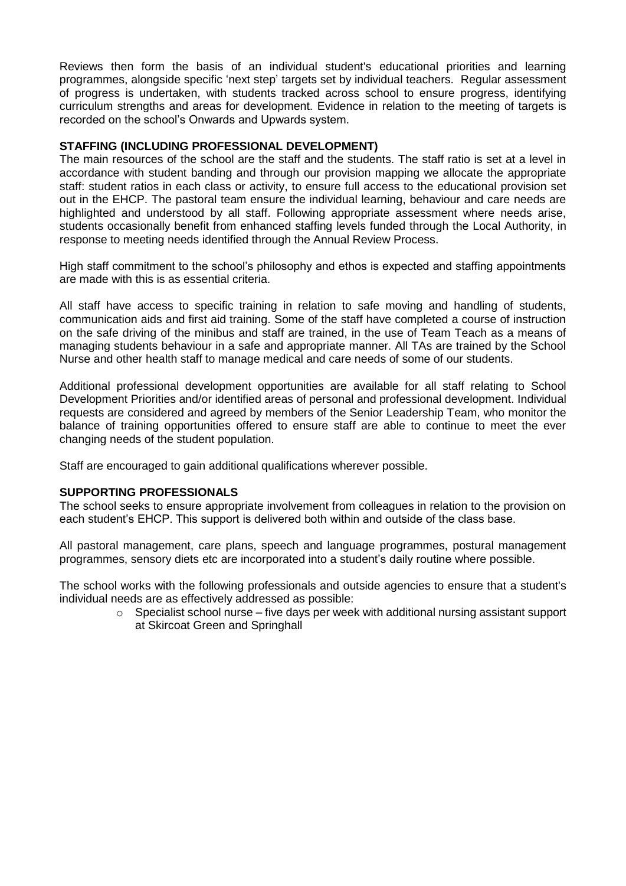Reviews then form the basis of an individual student's educational priorities and learning programmes, alongside specific 'next step' targets set by individual teachers. Regular assessment of progress is undertaken, with students tracked across school to ensure progress, identifying curriculum strengths and areas for development. Evidence in relation to the meeting of targets is recorded on the school's Onwards and Upwards system.

**STAFFING (INCLUDING PROFESSIONAL DEVELOPMENT)**

The main resources of the school are the staff and the students. The staff ratio is set at a level in accordance with student banding and through our provision mapping we allocate the appropriate staff: student ratios in each class or activity, to ensure full access to the educational provision set out in the EHCP. The pastoral team ensure the individual learning, behaviour and care needs are highlighted and understood by all staff. Following appropriate assessment where needs arise, students occasionally benefit from enhanced staffing levels funded through the Local Authority, in response to meeting needs identified through the Annual Review Process.

High staff commitment to the school's philosophy and ethos is expected and staffing appointments are made with this is as essential criteria.

All staff have access to specific training in relation to safe moving and handling of students, communication aids and first aid training. Some of the staff have completed a course of instruction on the safe driving of the minibus and staff are trained, in the use of Team Teach as a means of managing students behaviour in a safe and appropriate manner. All TAs are trained by the School Nurse and other health staff to manage medical and care needs of some of our students.

Additional professional development opportunities are available for all staff relating to School Development Priorities and/or identified areas of personal and professional development. Individual requests are considered and agreed by members of the Senior Leadership Team, who monitor the balance of training opportunities offered to ensure staff are able to continue to meet the ever changing needs of the student population.

Staff are encouraged to gain additional qualifications wherever possible.

**SUPPORTING PROFESSIONALS**

The school seeks to ensure appropriate involvement from colleagues in relation to the provision on each student's EHCP. This support is delivered both within and outside of the class base.

All pastoral management, care plans, speech and language programmes, postural management programmes, sensory diets etc are incorporated into a student's daily routine where possible.

The school works with the following professionals and outside agencies to ensure that a student's individual needs are as effectively addressed as possible:

- Specialist school nurse – five days per week with additional nursing assistant support at Skircoat Green and Springhall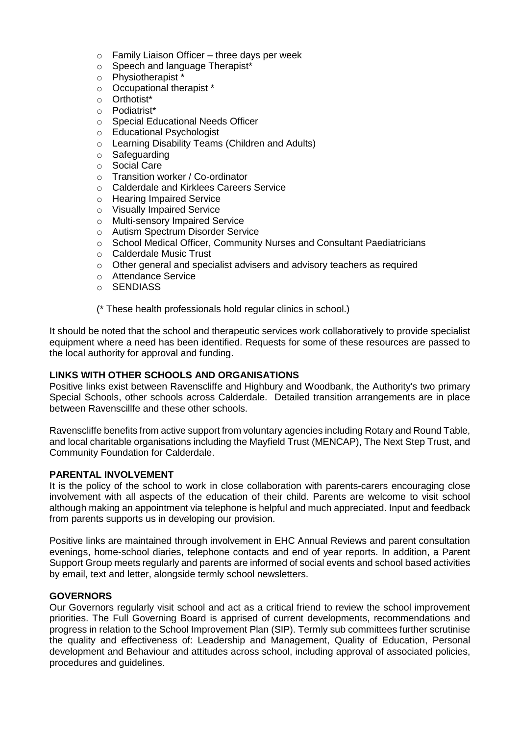- Family Liaison Officer – three days per week
- Speech and language Therapist*
- Physiotherapist *
- Occupational therapist *
- Orthotist*
- Podiatrist*
- Special Educational Needs Officer
- Educational Psychologist
- Learning Disability Teams (Children and Adults)
- Safeguarding
- Social Care
- Transition worker / Co-ordinator
- Calderdale and Kirklees Careers Service
- Hearing Impaired Service
- Visually Impaired Service
- Multi-sensory Impaired Service
- Autism Spectrum Disorder Service
- School Medical Officer, Community Nurses and Consultant Paediatricians
- Calderdale Music Trust
- Other general and specialist advisers and advisory teachers as required
- Attendance Service
- SENDIASS

(* These health professionals hold regular clinics in school.)

It should be noted that the school and therapeutic services work collaboratively to provide specialist equipment where a need has been identified. Requests for some of these resources are passed to the local authority for approval and funding.

**LINKS WITH OTHER SCHOOLS AND ORGANISATIONS**

Positive links exist between Ravenscliffe and Highbury and Woodbank, the Authority's two primary Special Schools, other schools across Calderdale. Detailed transition arrangements are in place between Ravenscillfe and these other schools.

Ravenscliffe benefits from active support from voluntary agencies including Rotary and Round Table, and local charitable organisations including the Mayfield Trust (MENCAP), The Next Step Trust, and Community Foundation for Calderdale.

**PARENTAL INVOLVEMENT**

It is the policy of the school to work in close collaboration with parents-carers encouraging close involvement with all aspects of the education of their child. Parents are welcome to visit school although making an appointment via telephone is helpful and much appreciated. Input and feedback from parents supports us in developing our provision.

Positive links are maintained through involvement in EHC Annual Reviews and parent consultation evenings, home-school diaries, telephone contacts and end of year reports. In addition, a Parent Support Group meets regularly and parents are informed of social events and school based activities by email, text and letter, alongside termly school newsletters.

**GOVERNORS**

Our Governors regularly visit school and act as a critical friend to review the school improvement priorities. The Full Governing Board is apprised of current developments, recommendations and progress in relation to the School Improvement Plan (SIP). Termly sub committees further scrutinise the quality and effectiveness of: Leadership and Management, Quality of Education, Personal development and Behaviour and attitudes across school, including approval of associated policies, procedures and guidelines.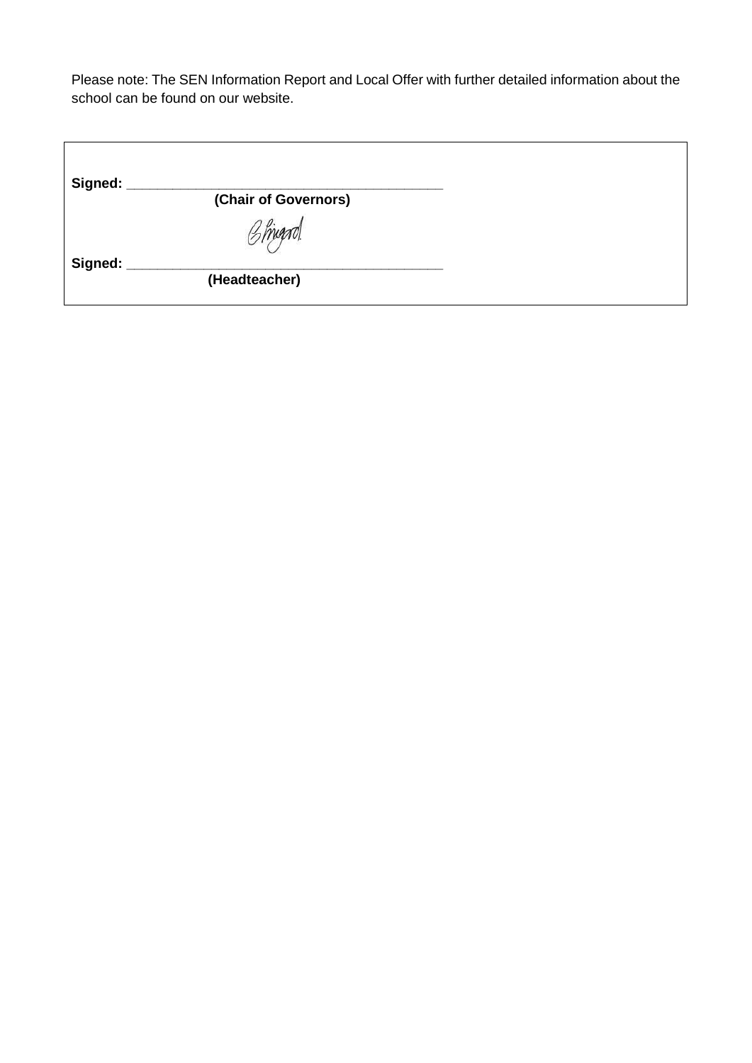Please note: The SEN Information Report and Local Offer with further detailed information about the school can be found on our website.

**Signed:** ___________________________________________
**(Chair of Governors)**

**Signed:** ___________________________________________
**(Headteacher)**